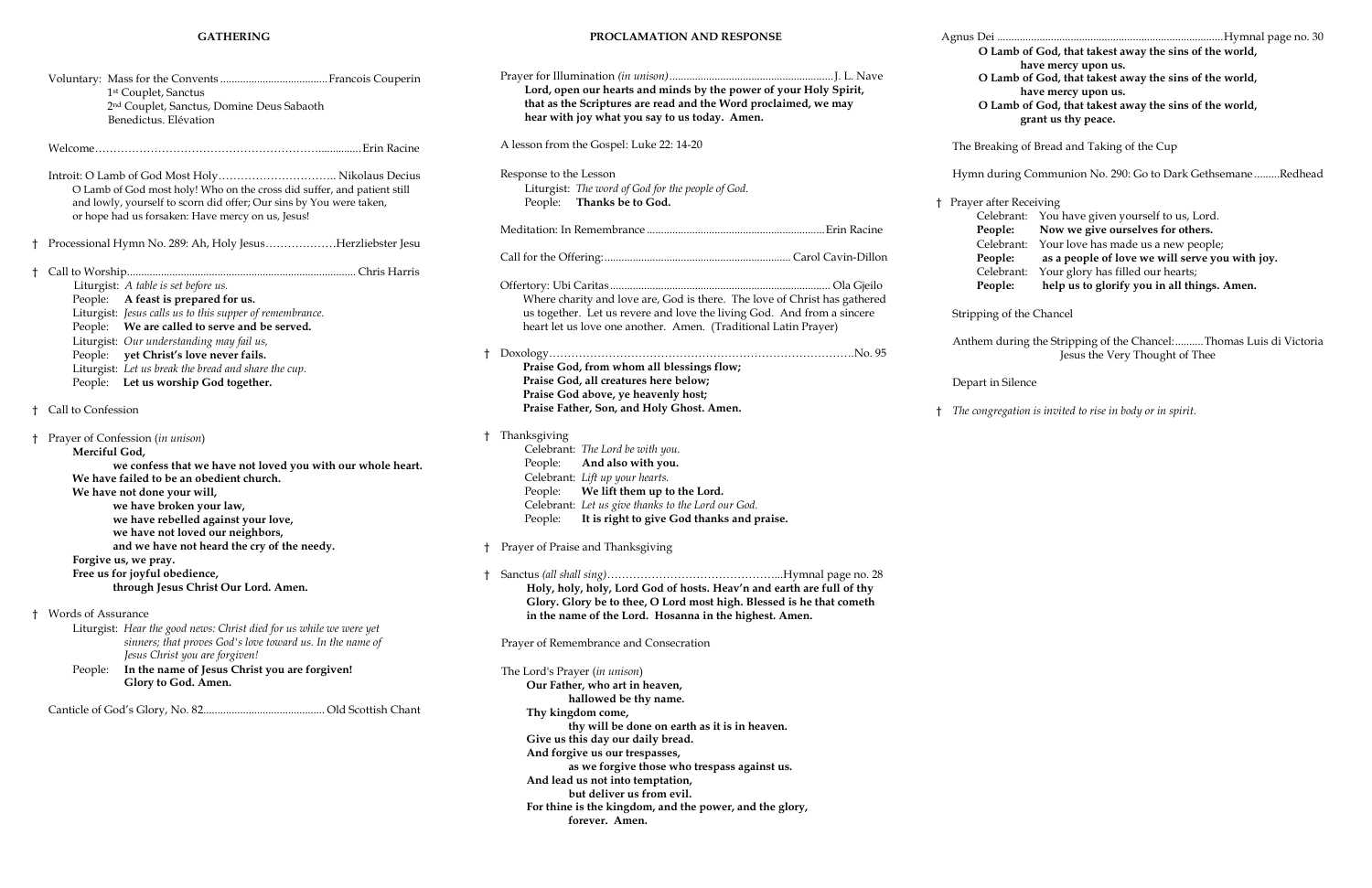## GATHERING

Voluntary: Mass for the Convents ...................................... Francois Couperin
1st Couplet, Sanctus
2nd Couplet, Sanctus, Domine Deus Sabaoth
Benedictus. Elévation

Welcome……………………………………………………............Erin Racine

Introit: O Lamb of God Most Holy……………………………. Nikolaus Decius
O Lamb of God most holy! Who on the cross did suffer, and patient still and lowly, yourself to scorn did offer; Our sins by You were taken, or hope had us forsaken: Have mercy on us, Jesus!

† Processional Hymn No. 289: Ah, Holy Jesus……………….Herzliebster Jesu

† Call to Worship................................................................................. Chris Harris
Liturgist: *A table is set before us.*
People: **A feast is prepared for us.**
Liturgist: *Jesus calls us to this supper of remembrance.*
People: **We are called to serve and be served.**
Liturgist: *Our understanding may fail us,*
People: **yet Christ's love never fails.**
Liturgist: *Let us break the bread and share the cup.*
People: **Let us worship God together.**

† Call to Confession

† Prayer of Confession (*in unison*)
**Merciful God,**
**we confess that we have not loved you with our whole heart.**
**We have failed to be an obedient church.**
**We have not done your will,**
**we have broken your law,**
**we have rebelled against your love,**
**we have not loved our neighbors,**
**and we have not heard the cry of the needy.**
**Forgive us, we pray.**
**Free us for joyful obedience,**
**through Jesus Christ Our Lord. Amen.**

† Words of Assurance
Liturgist: *Hear the good news: Christ died for us while we were yet sinners; that proves God's love toward us. In the name of Jesus Christ you are forgiven!*
People: **In the name of Jesus Christ you are forgiven! Glory to God. Amen.**

Canticle of God's Glory, No. 82........................................... Old Scottish Chant

## PROCLAMATION AND RESPONSE

Prayer for Illumination *(in unison)*.......................................................... J. L. Nave
**Lord, open our hearts and minds by the power of your Holy Spirit, that as the Scriptures are read and the Word proclaimed, we may hear with joy what you say to us today. Amen.**

A lesson from the Gospel: Luke 22: 14-20

Response to the Lesson
Liturgist: *The word of God for the people of God.*
People: **Thanks be to God.**

Meditation: In Remembrance ............................................................... Erin Racine

Call for the Offering:.................................................................. Carol Cavin-Dillon

Offertory: Ubi Caritas............................................................................. Ola Gjeilo
Where charity and love are, God is there. The love of Christ has gathered us together. Let us revere and love the living God. And from a sincere heart let us love one another. Amen. (Traditional Latin Prayer)

† Doxology……………………………………………………………………….No. 95
**Praise God, from whom all blessings flow;**
**Praise God, all creatures here below;**
**Praise God above, ye heavenly host;**
**Praise Father, Son, and Holy Ghost. Amen.**

† Thanksgiving
Celebrant: *The Lord be with you.*
People: **And also with you.**
Celebrant: *Lift up your hearts.*
People: **We lift them up to the Lord.**
Celebrant: *Let us give thanks to the Lord our God.*
People: **It is right to give God thanks and praise.**

† Prayer of Praise and Thanksgiving

† Sanctus *(all shall sing)*…………………………………………...Hymnal page no. 28
**Holy, holy, holy, Lord God of hosts. Heav'n and earth are full of thy Glory. Glory be to thee, O Lord most high. Blessed is he that cometh in the name of the Lord. Hosanna in the highest. Amen.**

Prayer of Remembrance and Consecration

The Lord's Prayer (*in unison*)
**Our Father, who art in heaven,**
**hallowed be thy name.**
**Thy kingdom come,**
**thy will be done on earth as it is in heaven.**
**Give us this day our daily bread.**
**And forgive us our trespasses,**
**as we forgive those who trespass against us.**
**And lead us not into temptation,**
**but deliver us from evil.**
**For thine is the kingdom, and the power, and the glory,**
**forever. Amen.**

Agnus Dei ..................................................................................Hymnal page no. 30
**O Lamb of God, that takest away the sins of the world,**
**have mercy upon us.**
**O Lamb of God, that takest away the sins of the world,**
**have mercy upon us.**
**O Lamb of God, that takest away the sins of the world,**
**grant us thy peace.**

The Breaking of Bread and Taking of the Cup

Hymn during Communion No. 290: Go to Dark Gethsemane .........Redhead

† Prayer after Receiving
Celebrant: You have given yourself to us, Lord.
**People: Now we give ourselves for others.**
Celebrant: Your love has made us a new people;
**People: as a people of love we will serve you with joy.**
Celebrant: Your glory has filled our hearts;
**People: help us to glorify you in all things. Amen.**

Stripping of the Chancel

Anthem during the Stripping of the Chancel:..........Thomas Luis di Victoria
Jesus the Very Thought of Thee

Depart in Silence

† *The congregation is invited to rise in body or in spirit.*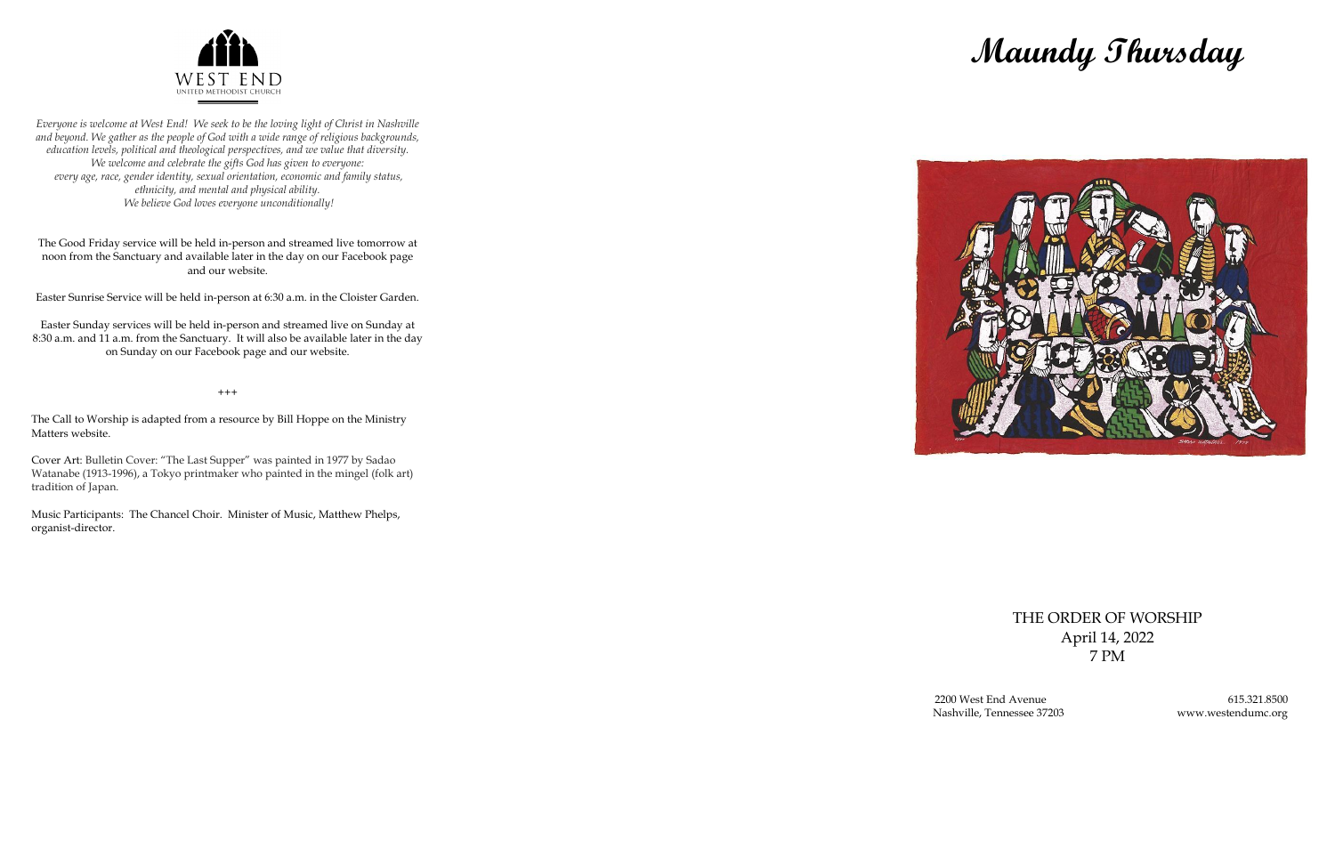WEST END
UNITED METHODIST CHURCH

*Everyone is welcome at West End! We seek to be the loving light of Christ in Nashville and beyond. We gather as the people of God with a wide range of religious backgrounds, education levels, political and theological perspectives, and we value that diversity. We welcome and celebrate the gifts God has given to everyone: every age, race, gender identity, sexual orientation, economic and family status, ethnicity, and mental and physical ability. We believe God loves everyone unconditionally!*

The Good Friday service will be held in-person and streamed live tomorrow at noon from the Sanctuary and available later in the day on our Facebook page and our website.

Easter Sunrise Service will be held in-person at 6:30 a.m. in the Cloister Garden.

Easter Sunday services will be held in-person and streamed live on Sunday at 8:30 a.m. and 11 a.m. from the Sanctuary. It will also be available later in the day on Sunday on our Facebook page and our website.

+++

The Call to Worship is adapted from a resource by Bill Hoppe on the Ministry Matters website.

Cover Art: Bulletin Cover: "The Last Supper" was painted in 1977 by Sadao Watanabe (1913-1996), a Tokyo printmaker who painted in the mingel (folk art) tradition of Japan.

Music Participants: The Chancel Choir. Minister of Music, Matthew Phelps, organist-director.

# Maundy Thursday

THE ORDER OF WORSHIP
April 14, 2022
7 PM

2200 West End Avenue
Nashville, Tennessee 37203

615.321.8500
www.westendumc.org